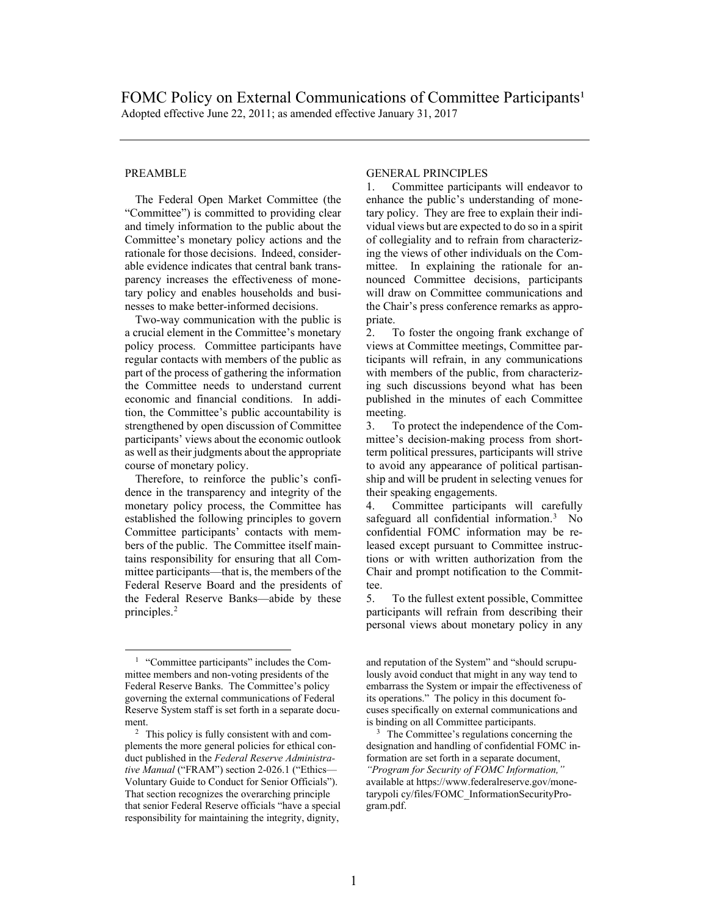# FOMC Policy on External Communications of Committee Participants[1]

Adopted effective June 22, 2011; as amended effective January 31, 2017

---

## PREAMBLE

The Federal Open Market Committee (the "Committee") is committed to providing clear and timely information to the public about the Committee's monetary policy actions and the rationale for those decisions. Indeed, considerable evidence indicates that central bank transparency increases the effectiveness of monetary policy and enables households and businesses to make better-informed decisions.

Two-way communication with the public is a crucial element in the Committee's monetary policy process. Committee participants have regular contacts with members of the public as part of the process of gathering the information the Committee needs to understand current economic and financial conditions. In addition, the Committee's public accountability is strengthened by open discussion of Committee participants' views about the economic outlook as well as their judgments about the appropriate course of monetary policy.

Therefore, to reinforce the public's confidence in the transparency and integrity of the monetary policy process, the Committee has established the following principles to govern Committee participants' contacts with members of the public. The Committee itself maintains responsibility for ensuring that all Committee participants—that is, the members of the Federal Reserve Board and the presidents of the Federal Reserve Banks—abide by these principles.[2]

## GENERAL PRINCIPLES

1. Committee participants will endeavor to enhance the public's understanding of monetary policy. They are free to explain their individual views but are expected to do so in a spirit of collegiality and to refrain from characterizing the views of other individuals on the Committee. In explaining the rationale for announced Committee decisions, participants will draw on Committee communications and the Chair's press conference remarks as appropriate.
2. To foster the ongoing frank exchange of views at Committee meetings, Committee participants will refrain, in any communications with members of the public, from characterizing such discussions beyond what has been published in the minutes of each Committee meeting.
3. To protect the independence of the Committee's decision-making process from short-term political pressures, participants will strive to avoid any appearance of political partisanship and will be prudent in selecting venues for their speaking engagements.
4. Committee participants will carefully safeguard all confidential information.[3] No confidential FOMC information may be released except pursuant to Committee instructions or with written authorization from the Chair and prompt notification to the Committee.
5. To the fullest extent possible, Committee participants will refrain from describing their personal views about monetary policy in any

---

[1] "Committee participants" includes the Committee members and non-voting presidents of the Federal Reserve Banks. The Committee's policy governing the external communications of Federal Reserve System staff is set forth in a separate document.

[2] This policy is fully consistent with and complements the more general policies for ethical conduct published in the *Federal Reserve Administrative Manual* ("FRAM") section 2-026.1 ("Ethics—Voluntary Guide to Conduct for Senior Officials"). That section recognizes the overarching principle that senior Federal Reserve officials "have a special responsibility for maintaining the integrity, dignity, and reputation of the System" and "should scrupulously avoid conduct that might in any way tend to embarrass the System or impair the effectiveness of its operations." The policy in this document focuses specifically on external communications and is binding on all Committee participants.

[3] The Committee's regulations concerning the designation and handling of confidential FOMC information are set forth in a separate document, *"Program for Security of FOMC Information,"* available at https://www.federalreserve.gov/monetarypolicy/files/FOMC_InformationSecurityProgram.pdf.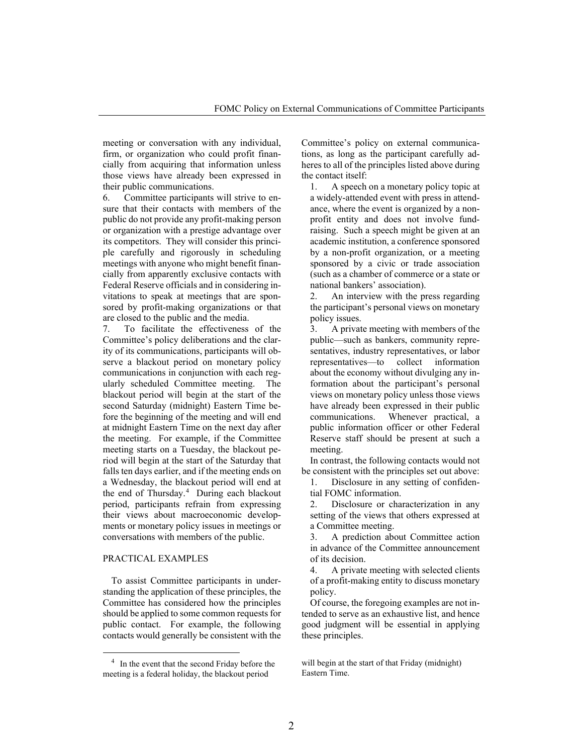meeting or conversation with any individual, firm, or organization who could profit financially from acquiring that information unless those views have already been expressed in their public communications.

6. Committee participants will strive to ensure that their contacts with members of the public do not provide any profit-making person or organization with a prestige advantage over its competitors. They will consider this principle carefully and rigorously in scheduling meetings with anyone who might benefit financially from apparently exclusive contacts with Federal Reserve officials and in considering invitations to speak at meetings that are sponsored by profit-making organizations or that are closed to the public and the media.

7. To facilitate the effectiveness of the Committee's policy deliberations and the clarity of its communications, participants will observe a blackout period on monetary policy communications in conjunction with each regularly scheduled Committee meeting. The blackout period will begin at the start of the second Saturday (midnight) Eastern Time before the beginning of the meeting and will end at midnight Eastern Time on the next day after the meeting. For example, if the Committee meeting starts on a Tuesday, the blackout period will begin at the start of the Saturday that falls ten days earlier, and if the meeting ends on a Wednesday, the blackout period will end at the end of Thursday.[4] During each blackout period, participants refrain from expressing their views about macroeconomic developments or monetary policy issues in meetings or conversations with members of the public.

## PRACTICAL EXAMPLES

To assist Committee participants in understanding the application of these principles, the Committee has considered how the principles should be applied to some common requests for public contact. For example, the following contacts would generally be consistent with the Committee's policy on external communications, as long as the participant carefully adheres to all of the principles listed above during the contact itself:

1. A speech on a monetary policy topic at a widely-attended event with press in attendance, where the event is organized by a non-profit entity and does not involve fund-raising. Such a speech might be given at an academic institution, a conference sponsored by a non-profit organization, or a meeting sponsored by a civic or trade association (such as a chamber of commerce or a state or national bankers' association).
2. An interview with the press regarding the participant's personal views on monetary policy issues.
3. A private meeting with members of the public—such as bankers, community representatives, industry representatives, or labor representatives—to collect information about the economy without divulging any information about the participant's personal views on monetary policy unless those views have already been expressed in their public communications. Whenever practical, a public information officer or other Federal Reserve staff should be present at such a meeting.

In contrast, the following contacts would not be consistent with the principles set out above:

1. Disclosure in any setting of confidential FOMC information.
2. Disclosure or characterization in any setting of the views that others expressed at a Committee meeting.
3. A prediction about Committee action in advance of the Committee announcement of its decision.
4. A private meeting with selected clients of a profit-making entity to discuss monetary policy.

Of course, the foregoing examples are not intended to serve as an exhaustive list, and hence good judgment will be essential in applying these principles.

[4] In the event that the second Friday before the meeting is a federal holiday, the blackout period will begin at the start of that Friday (midnight) Eastern Time.